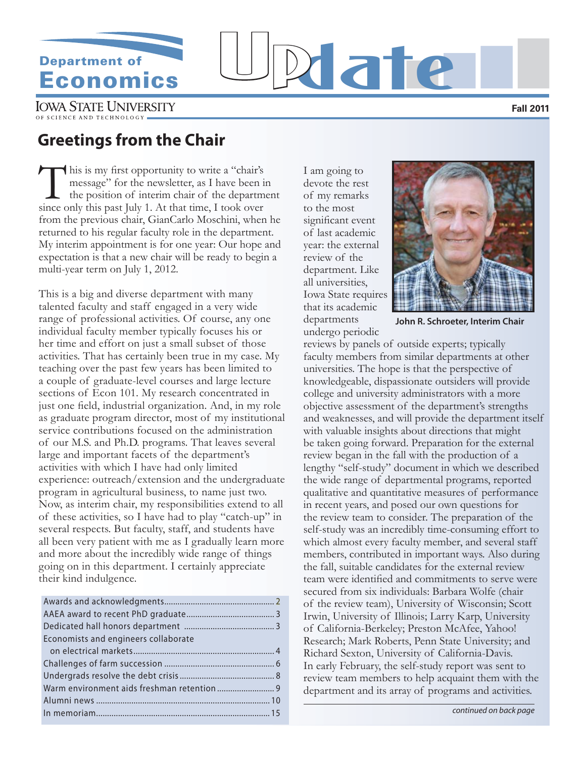Department of Economics

# Update

IOWA STATE UNIVERSITY OF SCIENCE AND TECHNOLOGY

Fall 2011

## Greetings from the Chair

This is my first opportunity to write a "chair's message" for the newsletter, as I have been in the position of interim chair of the department since only this past July 1. At that time, I took over from the previous chair, GianCarlo Moschini, when he returned to his regular faculty role in the department. My interim appointment is for one year: Our hope and expectation is that a new chair will be ready to begin a multi-year term on July 1, 2012.

This is a big and diverse department with many talented faculty and staff engaged in a very wide range of professional activities. Of course, any one individual faculty member typically focuses his or her time and effort on just a small subset of those activities. That has certainly been true in my case. My teaching over the past few years has been limited to a couple of graduate-level courses and large lecture sections of Econ 101. My research concentrated in just one field, industrial organization. And, in my role as graduate program director, most of my institutional service contributions focused on the administration of our M.S. and Ph.D. programs. That leaves several large and important facets of the department's activities with which I have had only limited experience: outreach/extension and the undergraduate program in agricultural business, to name just two. Now, as interim chair, my responsibilities extend to all of these activities, so I have had to play "catch-up" in several respects. But faculty, staff, and students have all been very patient with me as I gradually learn more and more about the incredibly wide range of things going on in this department. I certainly appreciate their kind indulgence.

| | |
|---|---|
| Awards and acknowledgments | 2 |
| AAEA award to recent PhD graduate | 3 |
| Dedicated hall honors department | 3 |
| Economists and engineers collaborate on electrical markets | 4 |
| Challenges of farm succession | 6 |
| Undergrads resolve the debt crisis | 8 |
| Warm environment aids freshman retention | 9 |
| Alumni news | 10 |
| In memoriam | 15 |

I am going to devote the rest of my remarks to the most significant event of last academic year: the external review of the department. Like all universities, Iowa State requires that its academic departments undergo periodic reviews by panels of outside experts; typically faculty members from similar departments at other universities. The hope is that the perspective of knowledgeable, dispassionate outsiders will provide college and university administrators with a more objective assessment of the department's strengths and weaknesses, and will provide the department itself with valuable insights about directions that might be taken going forward. Preparation for the external review began in the fall with the production of a lengthy "self-study" document in which we described the wide range of departmental programs, reported qualitative and quantitative measures of performance in recent years, and posed our own questions for the review team to consider. The preparation of the self-study was an incredibly time-consuming effort to which almost every faculty member, and several staff members, contributed in important ways. Also during the fall, suitable candidates for the external review team were identified and commitments to serve were secured from six individuals: Barbara Wolfe (chair of the review team), University of Wisconsin; Scott Irwin, University of Illinois; Larry Karp, University of California-Berkeley; Preston McAfee, Yahoo! Research; Mark Roberts, Penn State University; and Richard Sexton, University of California-Davis. In early February, the self-study report was sent to review team members to help acquaint them with the department and its array of programs and activities.

**John R. Schroeter, Interim Chair**

*continued on back page*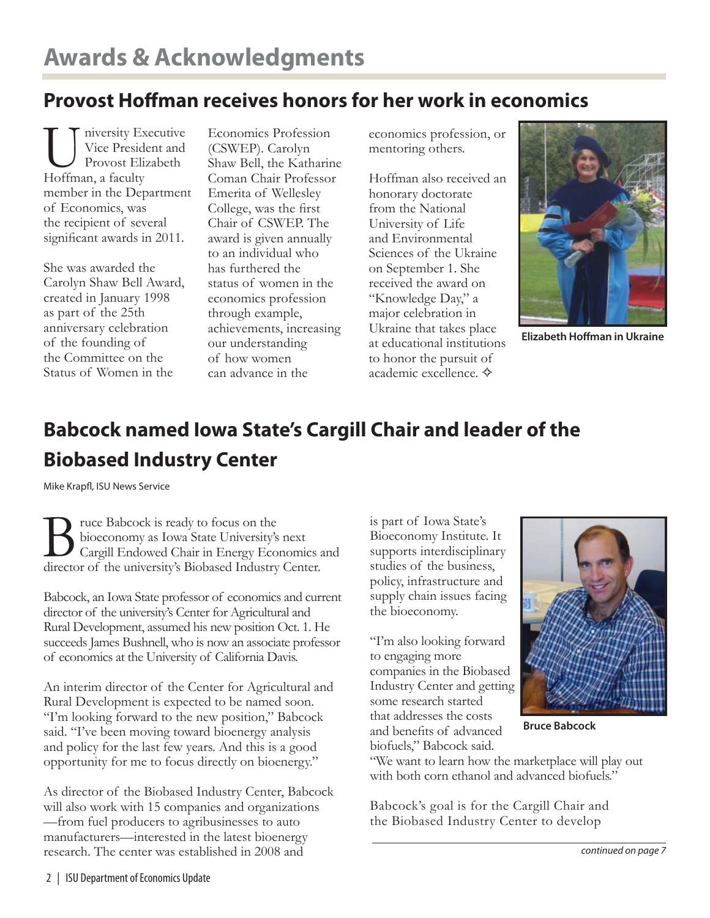# Awards & Acknowledgments

## Provost Hoffman receives honors for her work in economics

University Executive Vice President and Provost Elizabeth Hoffman, a faculty member in the Department of Economics, was the recipient of several significant awards in 2011.

She was awarded the Carolyn Shaw Bell Award, created in January 1998 as part of the 25th anniversary celebration of the founding of the Committee on the Status of Women in the Economics Profession (CSWEP). Carolyn Shaw Bell, the Katharine Coman Chair Professor Emerita of Wellesley College, was the first Chair of CSWEP. The award is given annually to an individual who has furthered the status of women in the economics profession through example, achievements, increasing our understanding of how women can advance in the economics profession, or mentoring others.

Hoffman also received an honorary doctorate from the National University of Life and Environmental Sciences of the Ukraine on September 1. She received the award on "Knowledge Day," a major celebration in Ukraine that takes place at educational institutions to honor the pursuit of academic excellence. ✧

Elizabeth Hoffman in Ukraine

## Babcock named Iowa State's Cargill Chair and leader of the Biobased Industry Center

Mike Krapfl, ISU News Service

Bruce Babcock is ready to focus on the bioeconomy as Iowa State University's next Cargill Endowed Chair in Energy Economics and director of the university's Biobased Industry Center.

Babcock, an Iowa State professor of economics and current director of the university's Center for Agricultural and Rural Development, assumed his new position Oct. 1. He succeeds James Bushnell, who is now an associate professor of economics at the University of California Davis.

An interim director of the Center for Agricultural and Rural Development is expected to be named soon. "I'm looking forward to the new position," Babcock said. "I've been moving toward bioenergy analysis and policy for the last few years. And this is a good opportunity for me to focus directly on bioenergy."

As director of the Biobased Industry Center, Babcock will also work with 15 companies and organizations —from fuel producers to agribusinesses to auto manufacturers—interested in the latest bioenergy research. The center was established in 2008 and is part of Iowa State's Bioeconomy Institute. It supports interdisciplinary studies of the business, policy, infrastructure and supply chain issues facing the bioeconomy.

"I'm also looking forward to engaging more companies in the Biobased Industry Center and getting some research started that addresses the costs and benefits of advanced biofuels," Babcock said. "We want to learn how the marketplace will play out with both corn ethanol and advanced biofuels."

Bruce Babcock

Babcock's goal is for the Cargill Chair and the Biobased Industry Center to develop

*continued on page 7*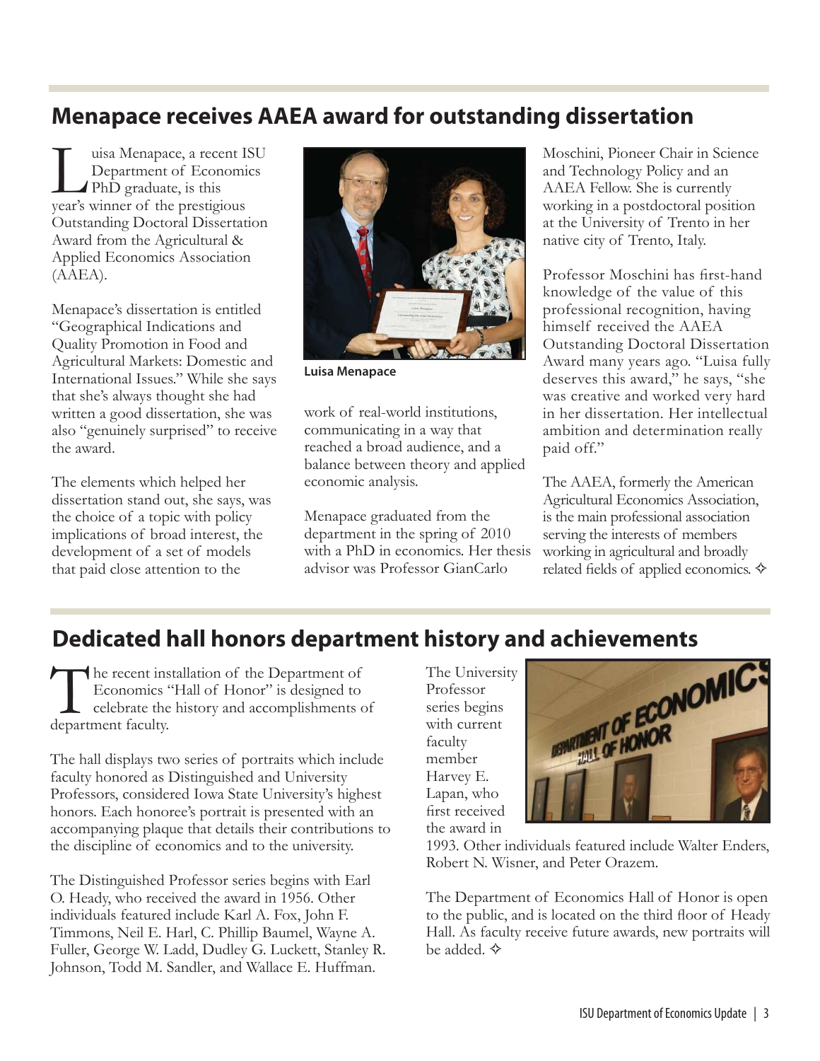## Menapace receives AAEA award for outstanding dissertation

Luisa Menapace, a recent ISU Department of Economics PhD graduate, is this year's winner of the prestigious Outstanding Doctoral Dissertation Award from the Agricultural & Applied Economics Association (AAEA).

Menapace's dissertation is entitled "Geographical Indications and Quality Promotion in Food and Agricultural Markets: Domestic and International Issues." While she says that she's always thought she had written a good dissertation, she was also "genuinely surprised" to receive the award.

The elements which helped her dissertation stand out, she says, was the choice of a topic with policy implications of broad interest, the development of a set of models that paid close attention to the work of real-world institutions, communicating in a way that reached a broad audience, and a balance between theory and applied economic analysis.

Luisa Menapace

Menapace graduated from the department in the spring of 2010 with a PhD in economics. Her thesis advisor was Professor GianCarlo Moschini, Pioneer Chair in Science and Technology Policy and an AAEA Fellow. She is currently working in a postdoctoral position at the University of Trento in her native city of Trento, Italy.

Professor Moschini has first-hand knowledge of the value of this professional recognition, having himself received the AAEA Outstanding Doctoral Dissertation Award many years ago. "Luisa fully deserves this award," he says, "she was creative and worked very hard in her dissertation. Her intellectual ambition and determination really paid off."

The AAEA, formerly the American Agricultural Economics Association, is the main professional association serving the interests of members working in agricultural and broadly related fields of applied economics. ✧

## Dedicated hall honors department history and achievements

The recent installation of the Department of Economics "Hall of Honor" is designed to celebrate the history and accomplishments of department faculty.

The hall displays two series of portraits which include faculty honored as Distinguished and University Professors, considered Iowa State University's highest honors. Each honoree's portrait is presented with an accompanying plaque that details their contributions to the discipline of economics and to the university.

The Distinguished Professor series begins with Earl O. Heady, who received the award in 1956. Other individuals featured include Karl A. Fox, John F. Timmons, Neil E. Harl, C. Phillip Baumel, Wayne A. Fuller, George W. Ladd, Dudley G. Luckett, Stanley R. Johnson, Todd M. Sandler, and Wallace E. Huffman.

The University Professor series begins with current faculty member Harvey E. Lapan, who first received the award in 1993. Other individuals featured include Walter Enders, Robert N. Wisner, and Peter Orazem.

The Department of Economics Hall of Honor is open to the public, and is located on the third floor of Heady Hall. As faculty receive future awards, new portraits will be added. ✧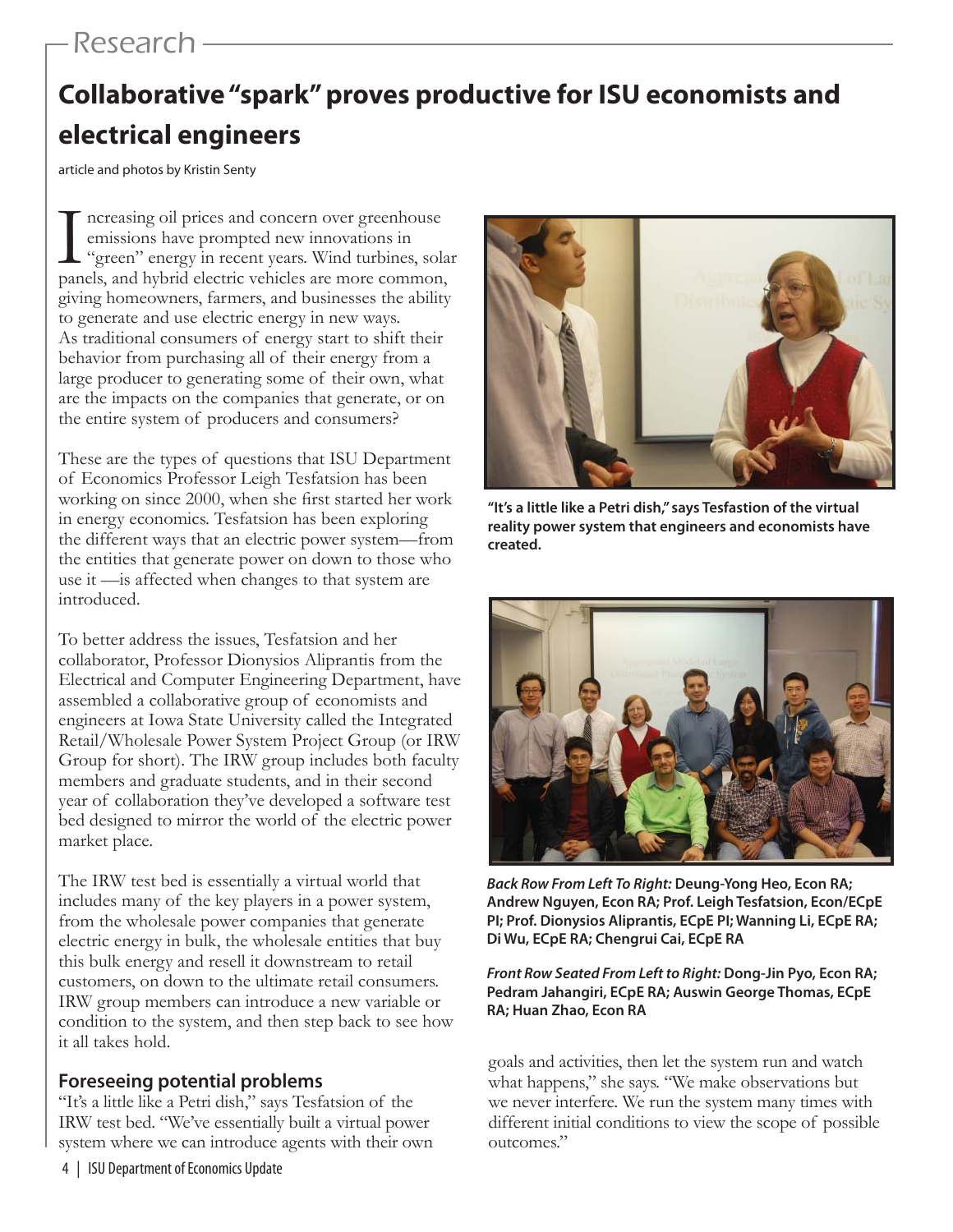## Collaborative "spark" proves productive for ISU economists and electrical engineers

article and photos by Kristin Senty

Increasing oil prices and concern over greenhouse emissions have prompted new innovations in "green" energy in recent years. Wind turbines, solar panels, and hybrid electric vehicles are more common, giving homeowners, farmers, and businesses the ability to generate and use electric energy in new ways. As traditional consumers of energy start to shift their behavior from purchasing all of their energy from a large producer to generating some of their own, what are the impacts on the companies that generate, or on the entire system of producers and consumers?

These are the types of questions that ISU Department of Economics Professor Leigh Tesfatsion has been working on since 2000, when she first started her work in energy economics. Tesfatsion has been exploring the different ways that an electric power system—from the entities that generate power on down to those who use it —is affected when changes to that system are introduced.

To better address the issues, Tesfatsion and her collaborator, Professor Dionysios Aliprantis from the Electrical and Computer Engineering Department, have assembled a collaborative group of economists and engineers at Iowa State University called the Integrated Retail/Wholesale Power System Project Group (or IRW Group for short). The IRW group includes both faculty members and graduate students, and in their second year of collaboration they've developed a software test bed designed to mirror the world of the electric power market place.

The IRW test bed is essentially a virtual world that includes many of the key players in a power system, from the wholesale power companies that generate electric energy in bulk, the wholesale entities that buy this bulk energy and resell it downstream to retail customers, on down to the ultimate retail consumers. IRW group members can introduce a new variable or condition to the system, and then step back to see how it all takes hold.

### Foreseeing potential problems

"It's a little like a Petri dish," says Tesfatsion of the IRW test bed. "We've essentially built a virtual power system where we can introduce agents with their own goals and activities, then let the system run and watch what happens," she says. "We make observations but we never interfere. We run the system many times with different initial conditions to view the scope of possible outcomes."

**"It's a little like a Petri dish," says Tesfastion of the virtual reality power system that engineers and economists have created.**

***Back Row From Left To Right:*** **Deung-Yong Heo, Econ RA; Andrew Nguyen, Econ RA; Prof. Leigh Tesfatsion, Econ/ECpE PI; Prof. Dionysios Aliprantis, ECpE PI; Wanning Li, ECpE RA; Di Wu, ECpE RA; Chengrui Cai, ECpE RA**

***Front Row Seated From Left to Right:*** **Dong-Jin Pyo, Econ RA; Pedram Jahangiri, ECpE RA; Auswin George Thomas, ECpE RA; Huan Zhao, Econ RA**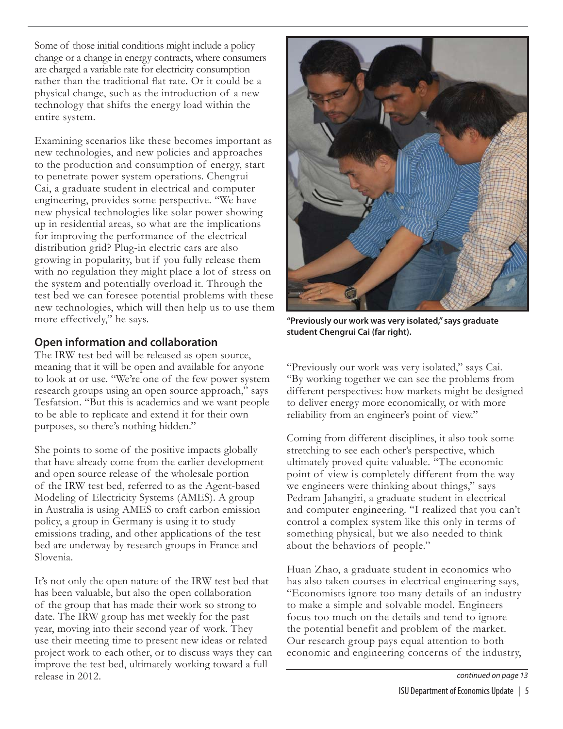Some of those initial conditions might include a policy change or a change in energy contracts, where consumers are charged a variable rate for electricity consumption rather than the traditional flat rate. Or it could be a physical change, such as the introduction of a new technology that shifts the energy load within the entire system.

Examining scenarios like these becomes important as new technologies, and new policies and approaches to the production and consumption of energy, start to penetrate power system operations. Chengrui Cai, a graduate student in electrical and computer engineering, provides some perspective. "We have new physical technologies like solar power showing up in residential areas, so what are the implications for improving the performance of the electrical distribution grid? Plug-in electric cars are also growing in popularity, but if you fully release them with no regulation they might place a lot of stress on the system and potentially overload it. Through the test bed we can foresee potential problems with these new technologies, which will then help us to use them more effectively," he says.

## Open information and collaboration

The IRW test bed will be released as open source, meaning that it will be open and available for anyone to look at or use. "We're one of the few power system research groups using an open source approach," says Tesfatsion. "But this is academics and we want people to be able to replicate and extend it for their own purposes, so there's nothing hidden."

She points to some of the positive impacts globally that have already come from the earlier development and open source release of the wholesale portion of the IRW test bed, referred to as the Agent-based Modeling of Electricity Systems (AMES). A group in Australia is using AMES to craft carbon emission policy, a group in Germany is using it to study emissions trading, and other applications of the test bed are underway by research groups in France and Slovenia.

It's not only the open nature of the IRW test bed that has been valuable, but also the open collaboration of the group that has made their work so strong to date. The IRW group has met weekly for the past year, moving into their second year of work. They use their meeting time to present new ideas or related project work to each other, or to discuss ways they can improve the test bed, ultimately working toward a full release in 2012.

**"Previously our work was very isolated," says graduate student Chengrui Cai (far right).**

"Previously our work was very isolated," says Cai. "By working together we can see the problems from different perspectives: how markets might be designed to deliver energy more economically, or with more reliability from an engineer's point of view."

Coming from different disciplines, it also took some stretching to see each other's perspective, which ultimately proved quite valuable. "The economic point of view is completely different from the way we engineers were thinking about things," says Pedram Jahangiri, a graduate student in electrical and computer engineering. "I realized that you can't control a complex system like this only in terms of something physical, but we also needed to think about the behaviors of people."

Huan Zhao, a graduate student in economics who has also taken courses in electrical engineering says, "Economists ignore too many details of an industry to make a simple and solvable model. Engineers focus too much on the details and tend to ignore the potential benefit and problem of the market. Our research group pays equal attention to both economic and engineering concerns of the industry,

*continued on page 13*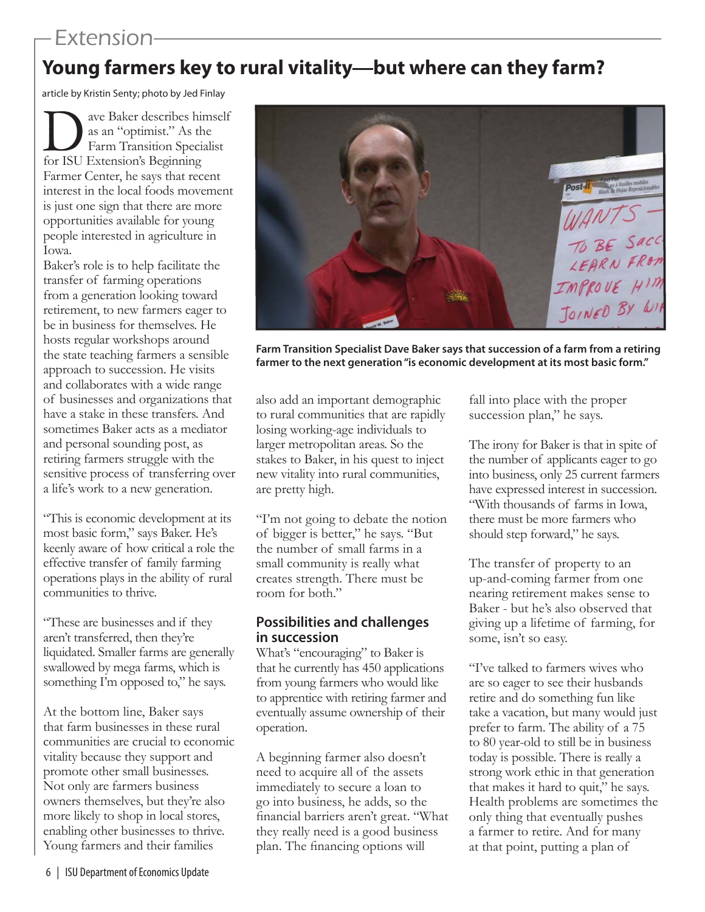# Young farmers key to rural vitality—but where can they farm?

article by Kristin Senty; photo by Jed Finlay

Dave Baker describes himself as an "optimist." As the Farm Transition Specialist for ISU Extension's Beginning Farmer Center, he says that recent interest in the local foods movement is just one sign that there are more opportunities available for young people interested in agriculture in Iowa.

Baker's role is to help facilitate the transfer of farming operations from a generation looking toward retirement, to new farmers eager to be in business for themselves. He hosts regular workshops around the state teaching farmers a sensible approach to succession. He visits and collaborates with a wide range of businesses and organizations that have a stake in these transfers. And sometimes Baker acts as a mediator and personal sounding post, as retiring farmers struggle with the sensitive process of transferring over a life's work to a new generation.

"This is economic development at its most basic form," says Baker. He's keenly aware of how critical a role the effective transfer of family farming operations plays in the ability of rural communities to thrive.

"These are businesses and if they aren't transferred, then they're liquidated. Smaller farms are generally swallowed by mega farms, which is something I'm opposed to," he says.

At the bottom line, Baker says that farm businesses in these rural communities are crucial to economic vitality because they support and promote other small businesses. Not only are farmers business owners themselves, but they're also more likely to shop in local stores, enabling other businesses to thrive. Young farmers and their families also add an important demographic to rural communities that are rapidly losing working-age individuals to larger metropolitan areas. So the stakes to Baker, in his quest to inject new vitality into rural communities, are pretty high.

**Farm Transition Specialist Dave Baker says that succession of a farm from a retiring farmer to the next generation "is economic development at its most basic form."**

"I'm not going to debate the notion of bigger is better," he says. "But the number of small farms in a small community is really what creates strength. There must be room for both."

## Possibilities and challenges in succession

What's "encouraging" to Baker is that he currently has 450 applications from young farmers who would like to apprentice with retiring farmer and eventually assume ownership of their operation.

A beginning farmer also doesn't need to acquire all of the assets immediately to secure a loan to go into business, he adds, so the financial barriers aren't great. "What they really need is a good business plan. The financing options will fall into place with the proper succession plan," he says.

The irony for Baker is that in spite of the number of applicants eager to go into business, only 25 current farmers have expressed interest in succession. "With thousands of farms in Iowa, there must be more farmers who should step forward," he says.

The transfer of property to an up-and-coming farmer from one nearing retirement makes sense to Baker - but he's also observed that giving up a lifetime of farming, for some, isn't so easy.

"I've talked to farmers wives who are so eager to see their husbands retire and do something fun like take a vacation, but many would just prefer to farm. The ability of a 75 to 80 year-old to still be in business today is possible. There is really a strong work ethic in that generation that makes it hard to quit," he says. Health problems are sometimes the only thing that eventually pushes a farmer to retire. And for many at that point, putting a plan of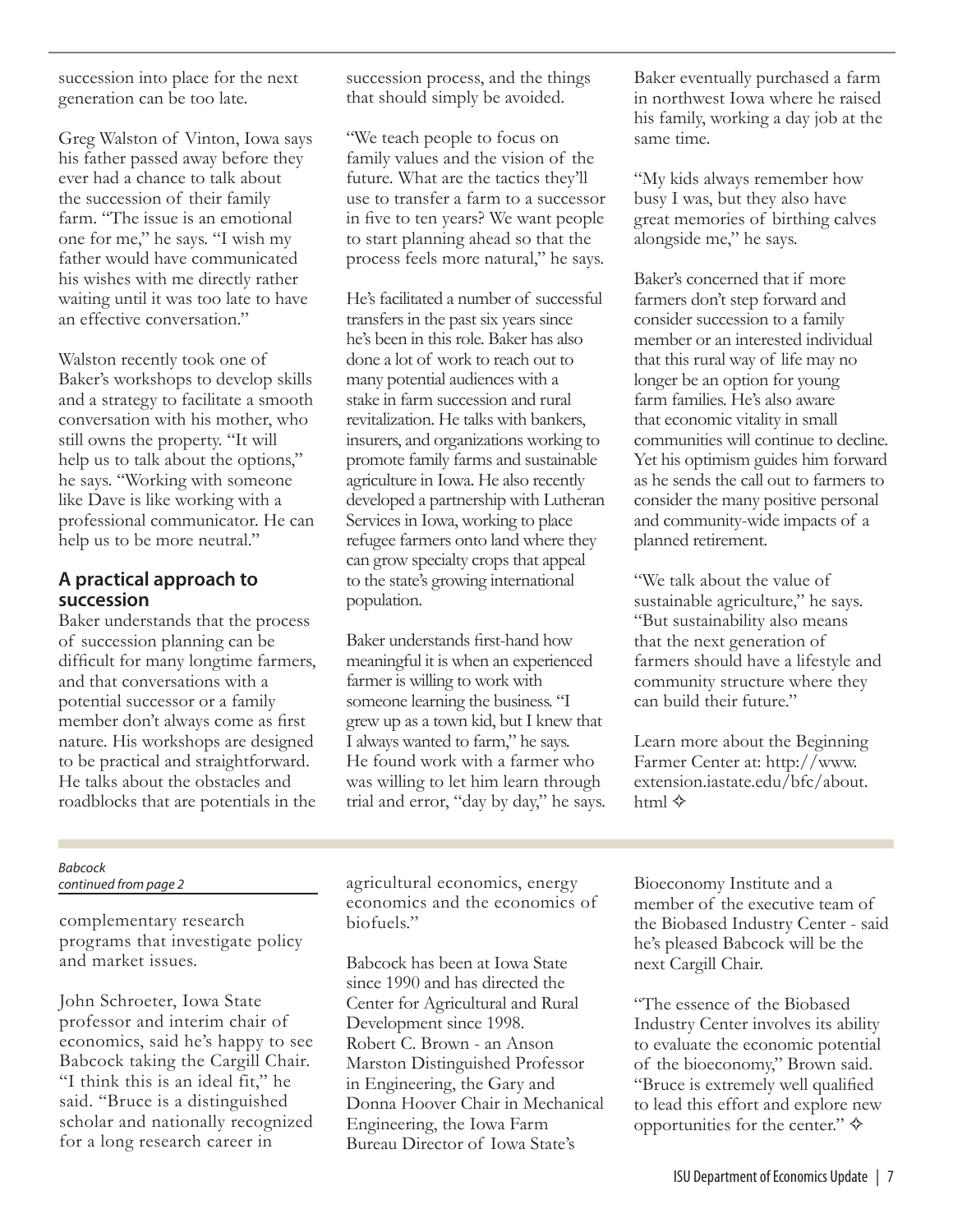succession into place for the next generation can be too late.

Greg Walston of Vinton, Iowa says his father passed away before they ever had a chance to talk about the succession of their family farm. "The issue is an emotional one for me," he says. "I wish my father would have communicated his wishes with me directly rather waiting until it was too late to have an effective conversation."

Walston recently took one of Baker's workshops to develop skills and a strategy to facilitate a smooth conversation with his mother, who still owns the property. "It will help us to talk about the options," he says. "Working with someone like Dave is like working with a professional communicator. He can help us to be more neutral."

## A practical approach to succession

Baker understands that the process of succession planning can be difficult for many longtime farmers, and that conversations with a potential successor or a family member don't always come as first nature. His workshops are designed to be practical and straightforward. He talks about the obstacles and roadblocks that are potentials in the succession process, and the things that should simply be avoided.

"We teach people to focus on family values and the vision of the future. What are the tactics they'll use to transfer a farm to a successor in five to ten years? We want people to start planning ahead so that the process feels more natural," he says.

He's facilitated a number of successful transfers in the past six years since he's been in this role. Baker has also done a lot of work to reach out to many potential audiences with a stake in farm succession and rural revitalization. He talks with bankers, insurers, and organizations working to promote family farms and sustainable agriculture in Iowa. He also recently developed a partnership with Lutheran Services in Iowa, working to place refugee farmers onto land where they can grow specialty crops that appeal to the state's growing international population.

Baker understands first-hand how meaningful it is when an experienced farmer is willing to work with someone learning the business. "I grew up as a town kid, but I knew that I always wanted to farm," he says. He found work with a farmer who was willing to let him learn through trial and error, "day by day," he says. Baker eventually purchased a farm in northwest Iowa where he raised his family, working a day job at the same time.

"My kids always remember how busy I was, but they also have great memories of birthing calves alongside me," he says.

Baker's concerned that if more farmers don't step forward and consider succession to a family member or an interested individual that this rural way of life may no longer be an option for young farm families. He's also aware that economic vitality in small communities will continue to decline. Yet his optimism guides him forward as he sends the call out to farmers to consider the many positive personal and community-wide impacts of a planned retirement.

"We talk about the value of sustainable agriculture," he says. "But sustainability also means that the next generation of farmers should have a lifestyle and community structure where they can build their future."

Learn more about the Beginning Farmer Center at: http://www.extension.iastate.edu/bfc/about.html ✧

---

*Babcock*
*continued from page 2*

complementary research programs that investigate policy and market issues.

John Schroeter, Iowa State professor and interim chair of economics, said he's happy to see Babcock taking the Cargill Chair. "I think this is an ideal fit," he said. "Bruce is a distinguished scholar and nationally recognized for a long research career in agricultural economics, energy economics and the economics of biofuels."

Babcock has been at Iowa State since 1990 and has directed the Center for Agricultural and Rural Development since 1998. Robert C. Brown - an Anson Marston Distinguished Professor in Engineering, the Gary and Donna Hoover Chair in Mechanical Engineering, the Iowa Farm Bureau Director of Iowa State's Bioeconomy Institute and a member of the executive team of the Biobased Industry Center - said he's pleased Babcock will be the next Cargill Chair.

"The essence of the Biobased Industry Center involves its ability to evaluate the economic potential of the bioeconomy," Brown said. "Bruce is extremely well qualified to lead this effort and explore new opportunities for the center." ✧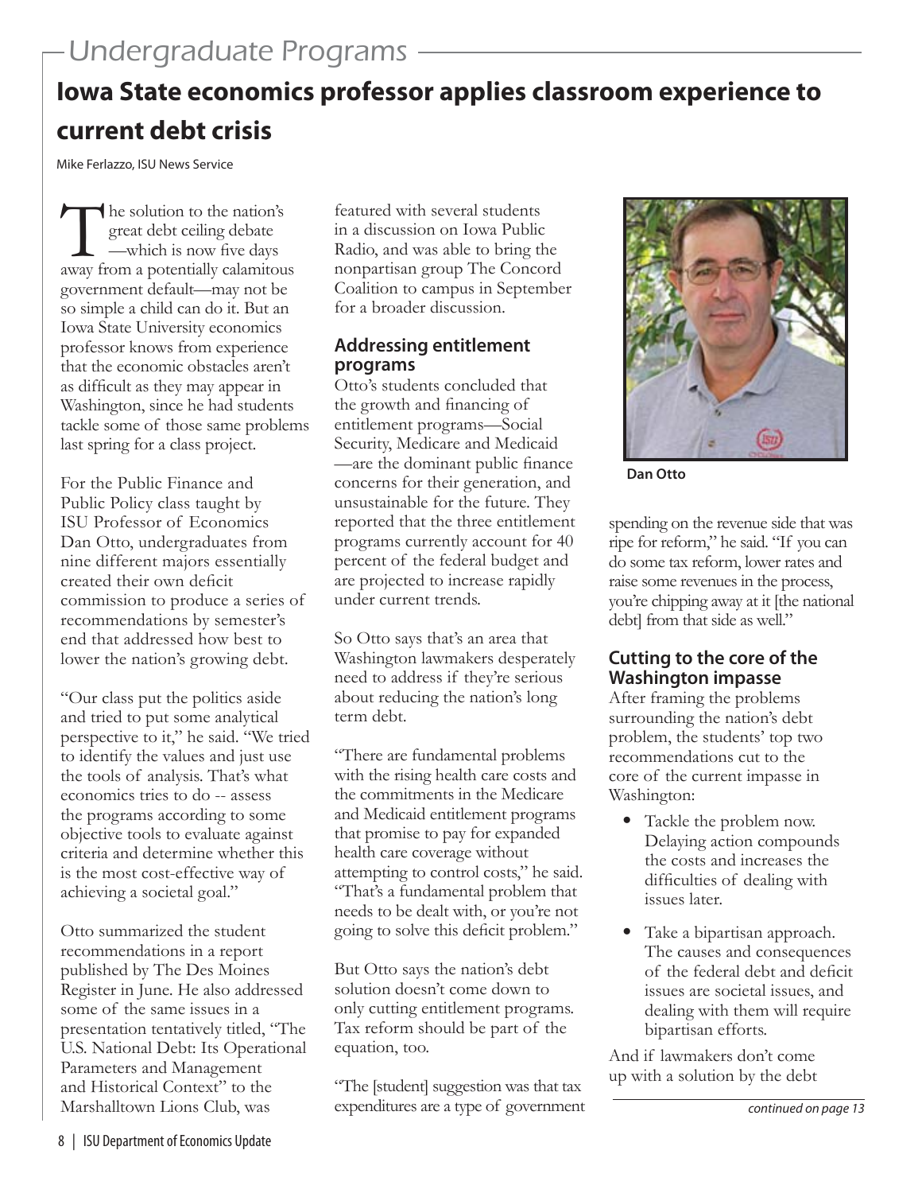## Undergraduate Programs

# Iowa State economics professor applies classroom experience to current debt crisis

Mike Ferlazzo, ISU News Service

The solution to the nation's great debt ceiling debate—which is now five days away from a potentially calamitous government default—may not be so simple a child can do it. But an Iowa State University economics professor knows from experience that the economic obstacles aren't as difficult as they may appear in Washington, since he had students tackle some of those same problems last spring for a class project.

For the Public Finance and Public Policy class taught by ISU Professor of Economics Dan Otto, undergraduates from nine different majors essentially created their own deficit commission to produce a series of recommendations by semester's end that addressed how best to lower the nation's growing debt.

"Our class put the politics aside and tried to put some analytical perspective to it," he said. "We tried to identify the values and just use the tools of analysis. That's what economics tries to do -- assess the programs according to some objective tools to evaluate against criteria and determine whether this is the most cost-effective way of achieving a societal goal."

Otto summarized the student recommendations in a report published by The Des Moines Register in June. He also addressed some of the same issues in a presentation tentatively titled, "The U.S. National Debt: Its Operational Parameters and Management and Historical Context" to the Marshalltown Lions Club, was featured with several students in a discussion on Iowa Public Radio, and was able to bring the nonpartisan group The Concord Coalition to campus in September for a broader discussion.

### Addressing entitlement programs

Otto's students concluded that the growth and financing of entitlement programs—Social Security, Medicare and Medicaid—are the dominant public finance concerns for their generation, and unsustainable for the future. They reported that the three entitlement programs currently account for 40 percent of the federal budget and are projected to increase rapidly under current trends.

So Otto says that's an area that Washington lawmakers desperately need to address if they're serious about reducing the nation's long term debt.

"There are fundamental problems with the rising health care costs and the commitments in the Medicare and Medicaid entitlement programs that promise to pay for expanded health care coverage without attempting to control costs," he said. "That's a fundamental problem that needs to be dealt with, or you're not going to solve this deficit problem."

But Otto says the nation's debt solution doesn't come down to only cutting entitlement programs. Tax reform should be part of the equation, too.

"The [student] suggestion was that tax expenditures are a type of government spending on the revenue side that was ripe for reform," he said. "If you can do some tax reform, lower rates and raise some revenues in the process, you're chipping away at it [the national debt] from that side as well."

Dan Otto

### Cutting to the core of the Washington impasse

After framing the problems surrounding the nation's debt problem, the students' top two recommendations cut to the core of the current impasse in Washington:

- Tackle the problem now. Delaying action compounds the costs and increases the difficulties of dealing with issues later.
- Take a bipartisan approach. The causes and consequences of the federal debt and deficit issues are societal issues, and dealing with them will require bipartisan efforts.

And if lawmakers don't come up with a solution by the debt

*continued on page 13*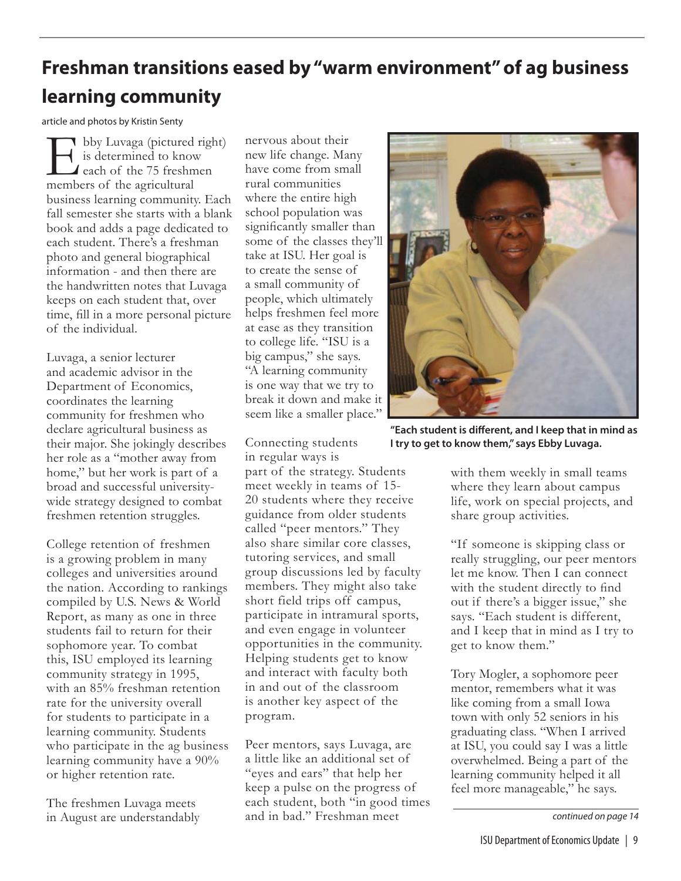# Freshman transitions eased by "warm environment" of ag business learning community

article and photos by Kristin Senty

Ebby Luvaga (pictured right) is determined to know each of the 75 freshmen members of the agricultural business learning community. Each fall semester she starts with a blank book and adds a page dedicated to each student. There's a freshman photo and general biographical information - and then there are the handwritten notes that Luvaga keeps on each student that, over time, fill in a more personal picture of the individual.

Luvaga, a senior lecturer and academic advisor in the Department of Economics, coordinates the learning community for freshmen who declare agricultural business as their major. She jokingly describes her role as a "mother away from home," but her work is part of a broad and successful university-wide strategy designed to combat freshmen retention struggles.

College retention of freshmen is a growing problem in many colleges and universities around the nation. According to rankings compiled by U.S. News & World Report, as many as one in three students fail to return for their sophomore year. To combat this, ISU employed its learning community strategy in 1995, with an 85% freshman retention rate for the university overall for students to participate in a learning community. Students who participate in the ag business learning community have a 90% or higher retention rate.

The freshmen Luvaga meets in August are understandably nervous about their new life change. Many have come from small rural communities where the entire high school population was significantly smaller than some of the classes they'll take at ISU. Her goal is to create the sense of a small community of people, which ultimately helps freshmen feel more at ease as they transition to college life. "ISU is a big campus," she says. "A learning community is one way that we try to break it down and make it seem like a smaller place."

**"Each student is different, and I keep that in mind as I try to get to know them," says Ebby Luvaga.**

Connecting students in regular ways is part of the strategy. Students meet weekly in teams of 15-20 students where they receive guidance from older students called "peer mentors." They also share similar core classes, tutoring services, and small group discussions led by faculty members. They might also take short field trips off campus, participate in intramural sports, and even engage in volunteer opportunities in the community. Helping students get to know and interact with faculty both in and out of the classroom is another key aspect of the program.

Peer mentors, says Luvaga, are a little like an additional set of "eyes and ears" that help her keep a pulse on the progress of each student, both "in good times and in bad." Freshman meet with them weekly in small teams where they learn about campus life, work on special projects, and share group activities.

"If someone is skipping class or really struggling, our peer mentors let me know. Then I can connect with the student directly to find out if there's a bigger issue," she says. "Each student is different, and I keep that in mind as I try to get to know them."

Tory Mogler, a sophomore peer mentor, remembers what it was like coming from a small Iowa town with only 52 seniors in his graduating class. "When I arrived at ISU, you could say I was a little overwhelmed. Being a part of the learning community helped it all feel more manageable," he says.

*continued on page 14*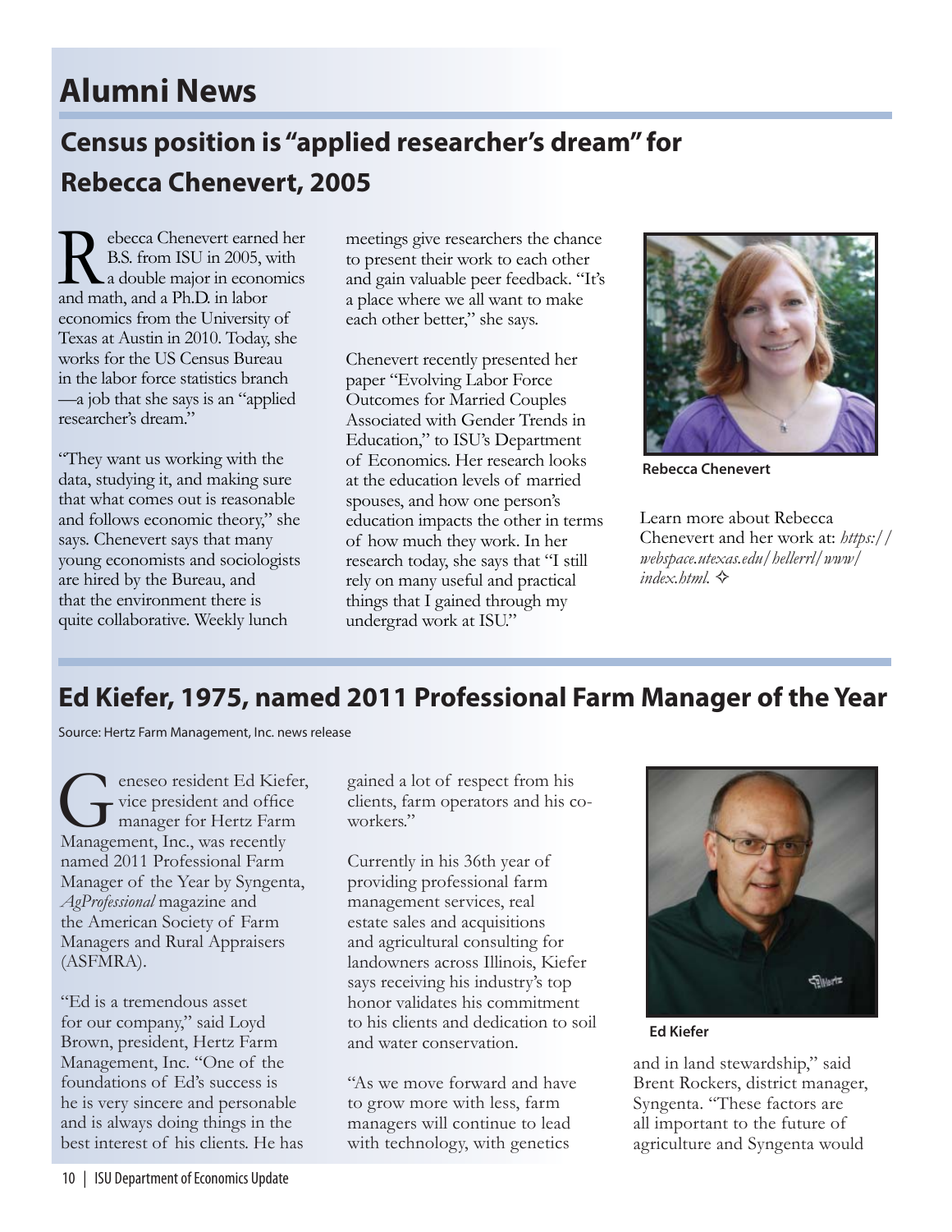# Alumni News

## Census position is "applied researcher's dream" for Rebecca Chenevert, 2005

Rebecca Chenevert earned her B.S. from ISU in 2005, with a double major in economics and math, and a Ph.D. in labor economics from the University of Texas at Austin in 2010. Today, she works for the US Census Bureau in the labor force statistics branch —a job that she says is an "applied researcher's dream."

"They want us working with the data, studying it, and making sure that what comes out is reasonable and follows economic theory," she says. Chenevert says that many young economists and sociologists are hired by the Bureau, and that the environment there is quite collaborative. Weekly lunch meetings give researchers the chance to present their work to each other and gain valuable peer feedback. "It's a place where we all want to make each other better," she says.

Chenevert recently presented her paper "Evolving Labor Force Outcomes for Married Couples Associated with Gender Trends in Education," to ISU's Department of Economics. Her research looks at the education levels of married spouses, and how one person's education impacts the other in terms of how much they work. In her research today, she says that "I still rely on many useful and practical things that I gained through my undergrad work at ISU."

**Rebecca Chenevert**

Learn more about Rebecca Chenevert and her work at: *https://webspace.utexas.edu/hellerrl/www/index.html.* ✧

## Ed Kiefer, 1975, named 2011 Professional Farm Manager of the Year

Source: Hertz Farm Management, Inc. news release

Geneseo resident Ed Kiefer, vice president and office manager for Hertz Farm Management, Inc., was recently named 2011 Professional Farm Manager of the Year by Syngenta, *AgProfessional* magazine and the American Society of Farm Managers and Rural Appraisers (ASFMRA).

"Ed is a tremendous asset for our company," said Loyd Brown, president, Hertz Farm Management, Inc. "One of the foundations of Ed's success is he is very sincere and personable and is always doing things in the best interest of his clients. He has gained a lot of respect from his clients, farm operators and his co-workers."

Currently in his 36th year of providing professional farm management services, real estate sales and acquisitions and agricultural consulting for landowners across Illinois, Kiefer says receiving his industry's top honor validates his commitment to his clients and dedication to soil and water conservation.

"As we move forward and have to grow more with less, farm managers will continue to lead with technology, with genetics and in land stewardship," said Brent Rockers, district manager, Syngenta. "These factors are all important to the future of agriculture and Syngenta would

**Ed Kiefer**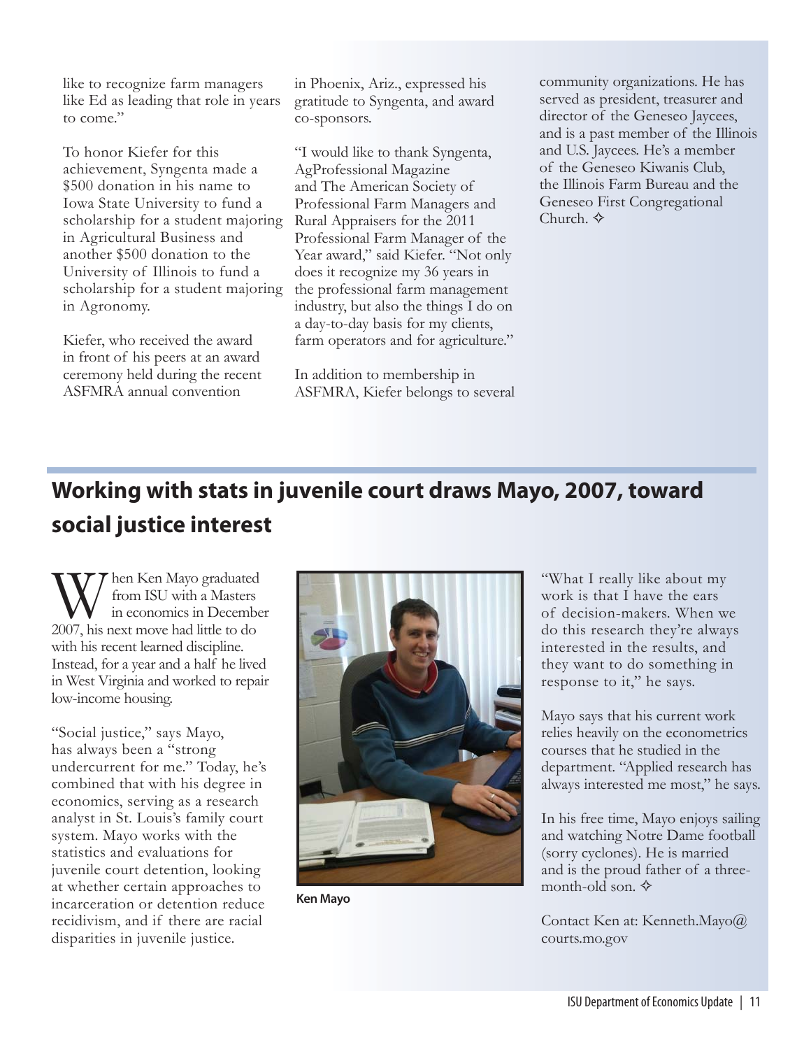like to recognize farm managers like Ed as leading that role in years to come."

To honor Kiefer for this achievement, Syngenta made a $500 donation in his name to Iowa State University to fund a scholarship for a student majoring in Agricultural Business and another $500 donation to the University of Illinois to fund a scholarship for a student majoring in Agronomy.

Kiefer, who received the award in front of his peers at an award ceremony held during the recent ASFMRA annual convention in Phoenix, Ariz., expressed his gratitude to Syngenta, and award co-sponsors.

"I would like to thank Syngenta, AgProfessional Magazine and The American Society of Professional Farm Managers and Rural Appraisers for the 2011 Professional Farm Manager of the Year award," said Kiefer. "Not only does it recognize my 36 years in the professional farm management industry, but also the things I do on a day-to-day basis for my clients, farm operators and for agriculture."

In addition to membership in ASFMRA, Kiefer belongs to several community organizations. He has served as president, treasurer and director of the Geneseo Jaycees, and is a past member of the Illinois and U.S. Jaycees. He's a member of the Geneseo Kiwanis Club, the Illinois Farm Bureau and the Geneseo First Congregational Church. ✧

## Working with stats in juvenile court draws Mayo, 2007, toward social justice interest

When Ken Mayo graduated from ISU with a Masters in economics in December 2007, his next move had little to do with his recent learned discipline. Instead, for a year and a half he lived in West Virginia and worked to repair low-income housing.

"Social justice," says Mayo, has always been a "strong undercurrent for me." Today, he's combined that with his degree in economics, serving as a research analyst in St. Louis's family court system. Mayo works with the statistics and evaluations for juvenile court detention, looking at whether certain approaches to incarceration or detention reduce recidivism, and if there are racial disparities in juvenile justice.

**Ken Mayo**

"What I really like about my work is that I have the ears of decision-makers. When we do this research they're always interested in the results, and they want to do something in response to it," he says.

Mayo says that his current work relies heavily on the econometrics courses that he studied in the department. "Applied research has always interested me most," he says.

In his free time, Mayo enjoys sailing and watching Notre Dame football (sorry cyclones). He is married and is the proud father of a three-month-old son. ✧

Contact Ken at: Kenneth.Mayo@courts.mo.gov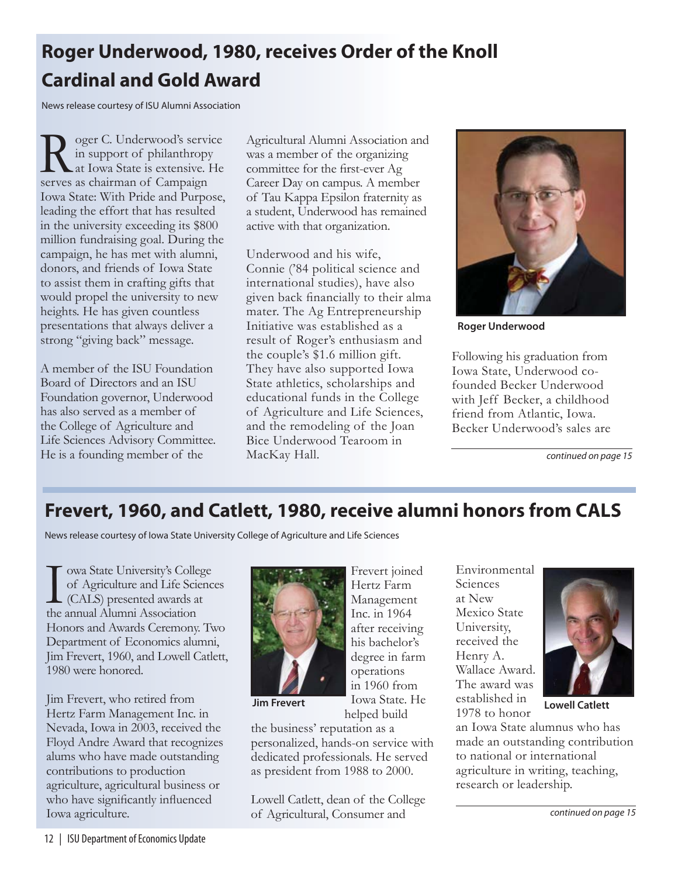## Roger Underwood, 1980, receives Order of the Knoll Cardinal and Gold Award

News release courtesy of ISU Alumni Association

Roger C. Underwood's service in support of philanthropy at Iowa State is extensive. He serves as chairman of Campaign Iowa State: With Pride and Purpose, leading the effort that has resulted in the university exceeding its $800 million fundraising goal. During the campaign, he has met with alumni, donors, and friends of Iowa State to assist them in crafting gifts that would propel the university to new heights. He has given countless presentations that always deliver a strong "giving back" message.

A member of the ISU Foundation Board of Directors and an ISU Foundation governor, Underwood has also served as a member of the College of Agriculture and Life Sciences Advisory Committee. He is a founding member of the Agricultural Alumni Association and was a member of the organizing committee for the first-ever Ag Career Day on campus. A member of Tau Kappa Epsilon fraternity as a student, Underwood has remained active with that organization.

Underwood and his wife, Connie ('84 political science and international studies), have also given back financially to their alma mater. The Ag Entrepreneurship Initiative was established as a result of Roger's enthusiasm and the couple's $1.6 million gift. They have also supported Iowa State athletics, scholarships and educational funds in the College of Agriculture and Life Sciences, and the remodeling of the Joan Bice Underwood Tearoom in MacKay Hall.

**Roger Underwood**

Following his graduation from Iowa State, Underwood co-founded Becker Underwood with Jeff Becker, a childhood friend from Atlantic, Iowa. Becker Underwood's sales are

*continued on page 15*

## Frevert, 1960, and Catlett, 1980, receive alumni honors from CALS

News release courtesy of Iowa State University College of Agriculture and Life Sciences

Iowa State University's College of Agriculture and Life Sciences (CALS) presented awards at the annual Alumni Association Honors and Awards Ceremony. Two Department of Economics alumni, Jim Frevert, 1960, and Lowell Catlett, 1980 were honored.

Jim Frevert, who retired from Hertz Farm Management Inc. in Nevada, Iowa in 2003, received the Floyd Andre Award that recognizes alums who have made outstanding contributions to production agriculture, agricultural business or who have significantly influenced Iowa agriculture.

**Jim Frevert**

Frevert joined Hertz Farm Management Inc. in 1964 after receiving his bachelor's degree in farm operations in 1960 from Iowa State. He helped build the business' reputation as a personalized, hands-on service with dedicated professionals. He served as president from 1988 to 2000.

Lowell Catlett, dean of the College of Agricultural, Consumer and Environmental Sciences at New Mexico State University, received the Henry A. Wallace Award. The award was established in 1978 to honor an Iowa State alumnus who has made an outstanding contribution to national or international agriculture in writing, teaching, research or leadership.

**Lowell Catlett**

*continued on page 15*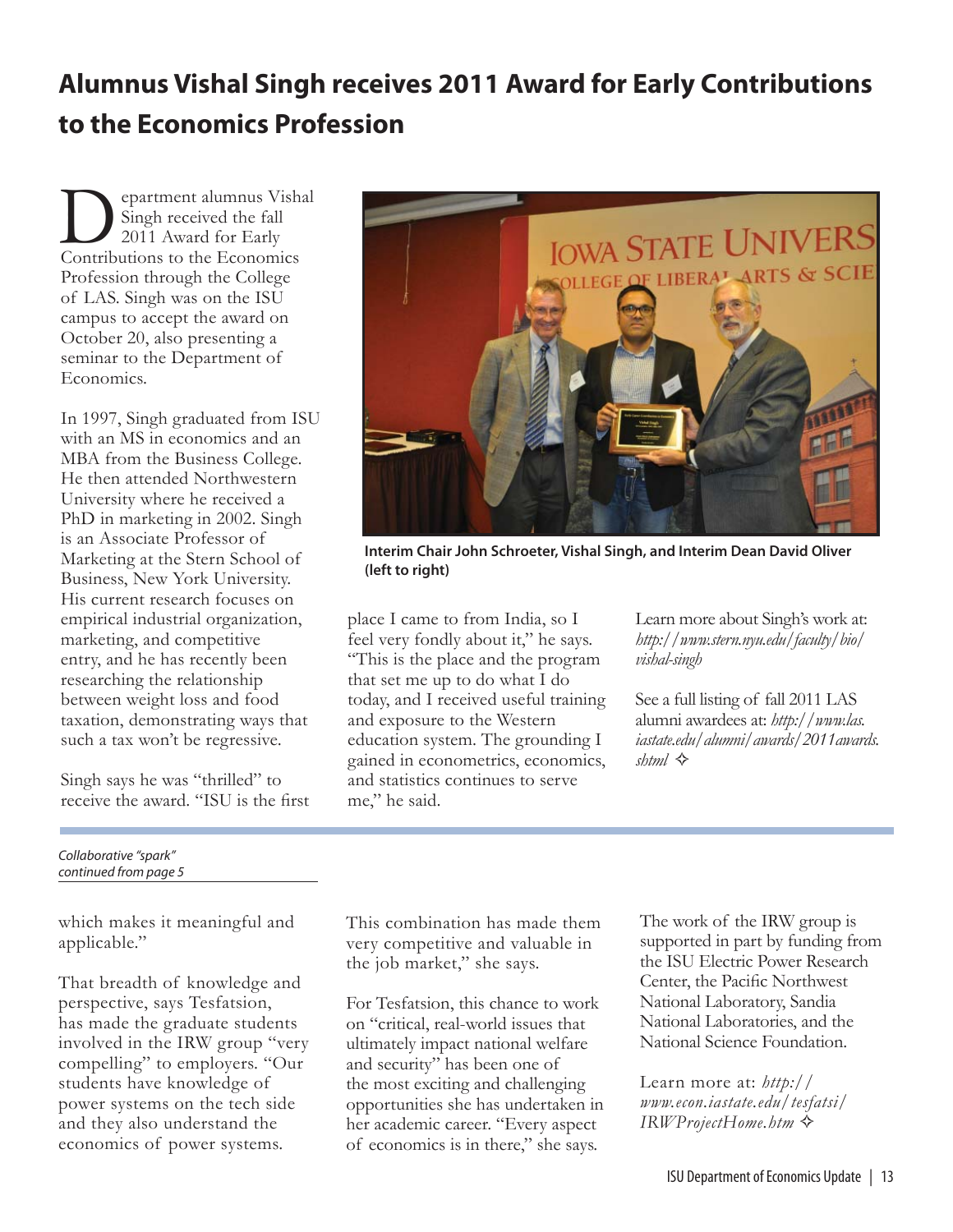# Alumnus Vishal Singh receives 2011 Award for Early Contributions to the Economics Profession

Department alumnus Vishal Singh received the fall 2011 Award for Early Contributions to the Economics Profession through the College of LAS. Singh was on the ISU campus to accept the award on October 20, also presenting a seminar to the Department of Economics.

In 1997, Singh graduated from ISU with an MS in economics and an MBA from the Business College. He then attended Northwestern University where he received a PhD in marketing in 2002. Singh is an Associate Professor of Marketing at the Stern School of Business, New York University. His current research focuses on empirical industrial organization, marketing, and competitive entry, and he has recently been researching the relationship between weight loss and food taxation, demonstrating ways that such a tax won't be regressive.

Singh says he was "thrilled" to receive the award. "ISU is the first place I came to from India, so I feel very fondly about it," he says. "This is the place and the program that set me up to do what I do today, and I received useful training and exposure to the Western education system. The grounding I gained in econometrics, economics, and statistics continues to serve me," he said.

**Interim Chair John Schroeter, Vishal Singh, and Interim Dean David Oliver (left to right)**

Learn more about Singh's work at: *http://www.stern.nyu.edu/faculty/bio/vishal-singh*

See a full listing of fall 2011 LAS alumni awardees at: *http://www.las.iastate.edu/alumni/awards/2011awards.shtml* ✧

---

*Collaborative "spark" continued from page 5*

which makes it meaningful and applicable."

That breadth of knowledge and perspective, says Tesfatsion, has made the graduate students involved in the IRW group "very compelling" to employers. "Our students have knowledge of power systems on the tech side and they also understand the economics of power systems. This combination has made them very competitive and valuable in the job market," she says.

For Tesfatsion, this chance to work on "critical, real-world issues that ultimately impact national welfare and security" has been one of the most exciting and challenging opportunities she has undertaken in her academic career. "Every aspect of economics is in there," she says.

The work of the IRW group is supported in part by funding from the ISU Electric Power Research Center, the Pacific Northwest National Laboratory, Sandia National Laboratories, and the National Science Foundation.

Learn more at: *http://www.econ.iastate.edu/tesfatsi/IRWProjectHome.htm* ✧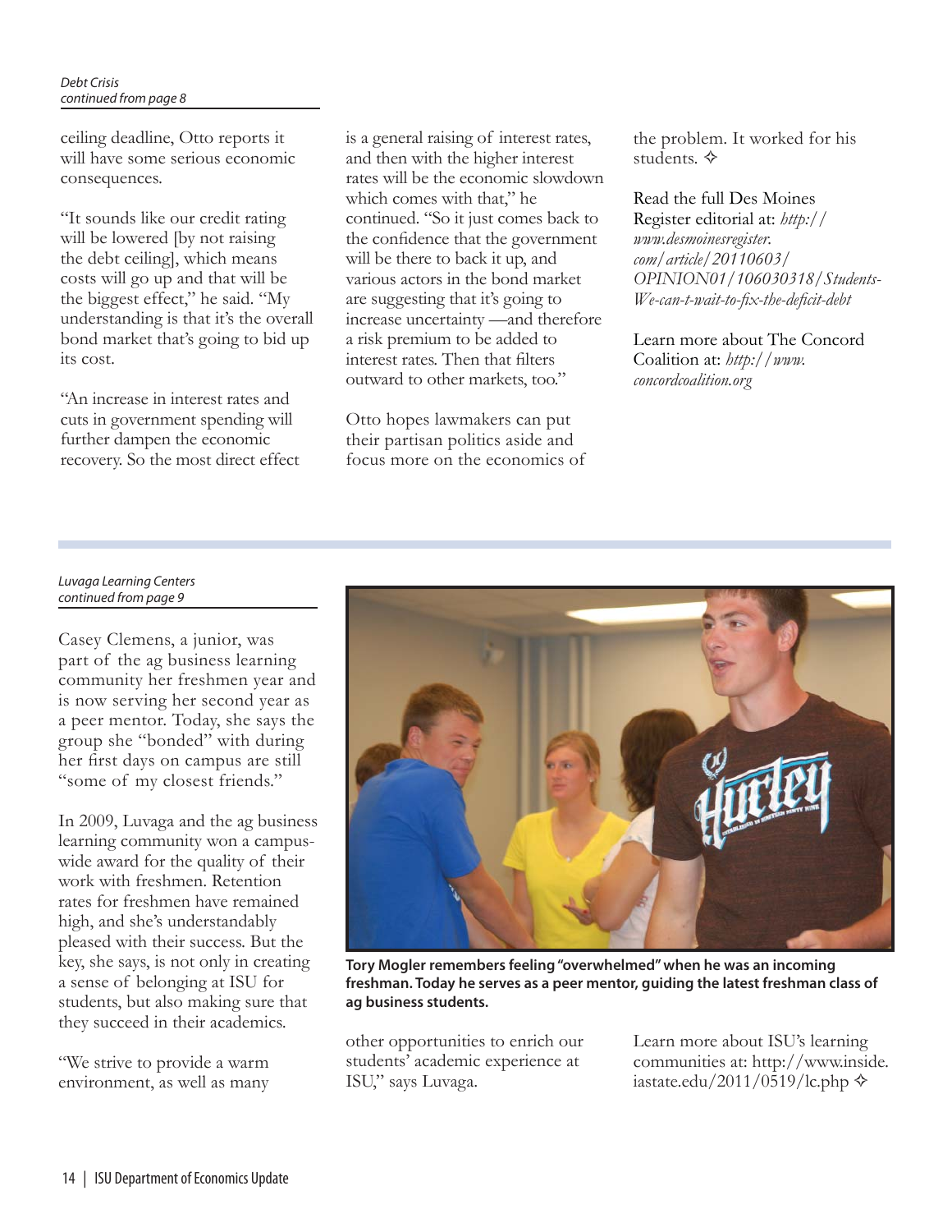*Debt Crisis*
*continued from page 8*

ceiling deadline, Otto reports it will have some serious economic consequences.

"It sounds like our credit rating will be lowered [by not raising the debt ceiling], which means costs will go up and that will be the biggest effect," he said. "My understanding is that it's the overall bond market that's going to bid up its cost.

"An increase in interest rates and cuts in government spending will further dampen the economic recovery. So the most direct effect is a general raising of interest rates, and then with the higher interest rates will be the economic slowdown which comes with that," he continued. "So it just comes back to the confidence that the government will be there to back it up, and various actors in the bond market are suggesting that it's going to increase uncertainty —and therefore a risk premium to be added to interest rates. Then that filters outward to other markets, too."

Otto hopes lawmakers can put their partisan politics aside and focus more on the economics of the problem. It worked for his students. ✧

Read the full Des Moines Register editorial at: *http://www.desmoinesregister.com/article/20110603/OPINION01/106030318/Students-We-can-t-wait-to-fix-the-deficit-debt*

Learn more about The Concord Coalition at: *http://www.concordcoalition.org*

*Luvaga Learning Centers*
*continued from page 9*

Casey Clemens, a junior, was part of the ag business learning community her freshmen year and is now serving her second year as a peer mentor. Today, she says the group she "bonded" with during her first days on campus are still "some of my closest friends."

In 2009, Luvaga and the ag business learning community won a campus-wide award for the quality of their work with freshmen. Retention rates for freshmen have remained high, and she's understandably pleased with their success. But the key, she says, is not only in creating a sense of belonging at ISU for students, but also making sure that they succeed in their academics.

"We strive to provide a warm environment, as well as many other opportunities to enrich our students' academic experience at ISU," says Luvaga.

**Tory Mogler remembers feeling "overwhelmed" when he was an incoming freshman. Today he serves as a peer mentor, guiding the latest freshman class of ag business students.**

Learn more about ISU's learning communities at: http://www.inside.iastate.edu/2011/0519/lc.php ✧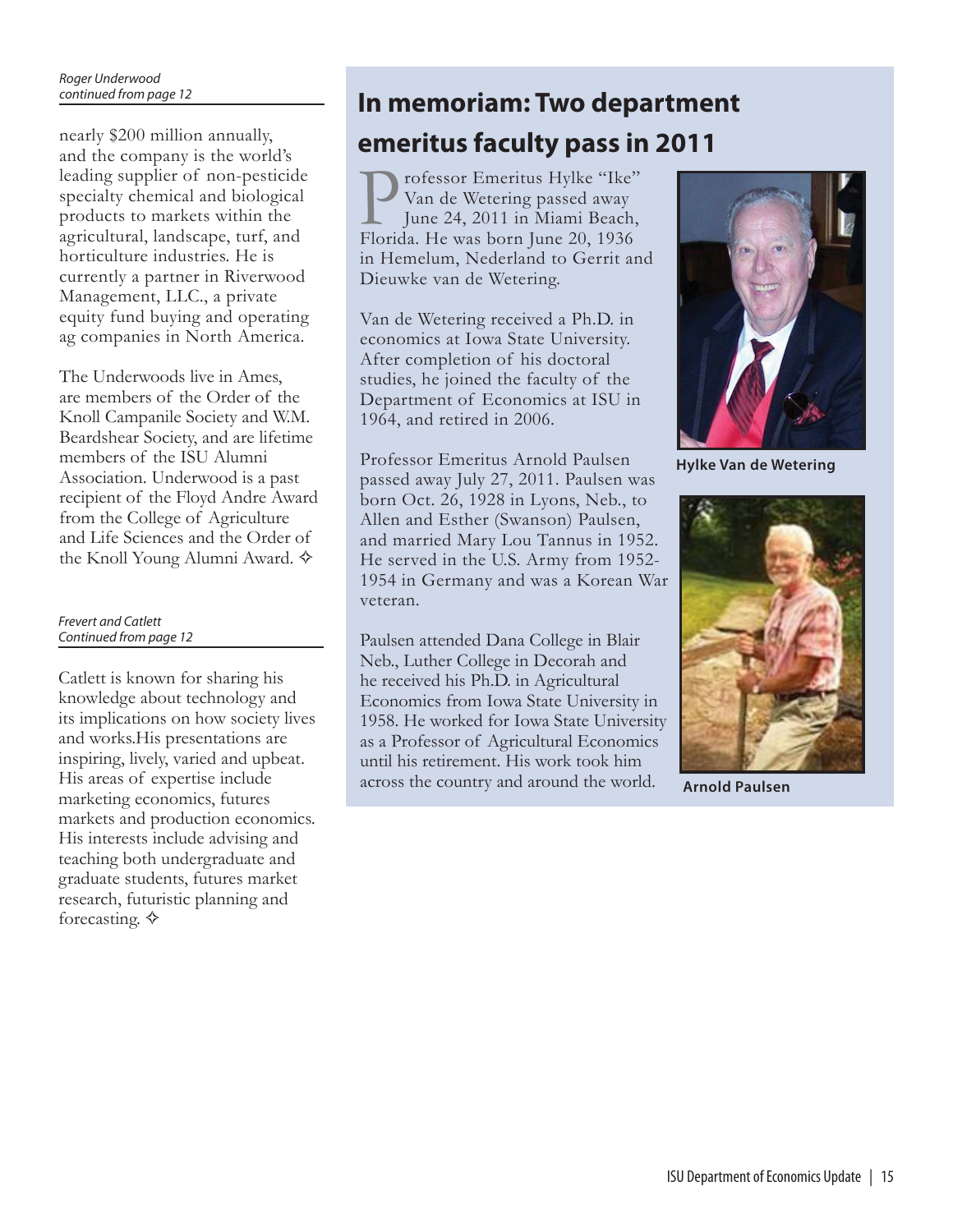*Roger Underwood*
*continued from page 12*

nearly $200 million annually, and the company is the world's leading supplier of non-pesticide specialty chemical and biological products to markets within the agricultural, landscape, turf, and horticulture industries. He is currently a partner in Riverwood Management, LLC., a private equity fund buying and operating ag companies in North America.

The Underwoods live in Ames, are members of the Order of the Knoll Campanile Society and W.M. Beardshear Society, and are lifetime members of the ISU Alumni Association. Underwood is a past recipient of the Floyd Andre Award from the College of Agriculture and Life Sciences and the Order of the Knoll Young Alumni Award. ✧

*Frevert and Catlett*
*Continued from page 12*

Catlett is known for sharing his knowledge about technology and its implications on how society lives and works.His presentations are inspiring, lively, varied and upbeat. His areas of expertise include marketing economics, futures markets and production economics. His interests include advising and teaching both undergraduate and graduate students, futures market research, futuristic planning and forecasting. ✧

## In memoriam: Two department emeritus faculty pass in 2011

Professor Emeritus Hylke "Ike" Van de Wetering passed away June 24, 2011 in Miami Beach, Florida. He was born June 20, 1936 in Hemelum, Nederland to Gerrit and Dieuwke van de Wetering.

Van de Wetering received a Ph.D. in economics at Iowa State University. After completion of his doctoral studies, he joined the faculty of the Department of Economics at ISU in 1964, and retired in 2006.

**Hylke Van de Wetering**

Professor Emeritus Arnold Paulsen passed away July 27, 2011. Paulsen was born Oct. 26, 1928 in Lyons, Neb., to Allen and Esther (Swanson) Paulsen, and married Mary Lou Tannus in 1952. He served in the U.S. Army from 1952-1954 in Germany and was a Korean War veteran.

Paulsen attended Dana College in Blair Neb., Luther College in Decorah and he received his Ph.D. in Agricultural Economics from Iowa State University in 1958. He worked for Iowa State University as a Professor of Agricultural Economics until his retirement. His work took him across the country and around the world.

**Arnold Paulsen**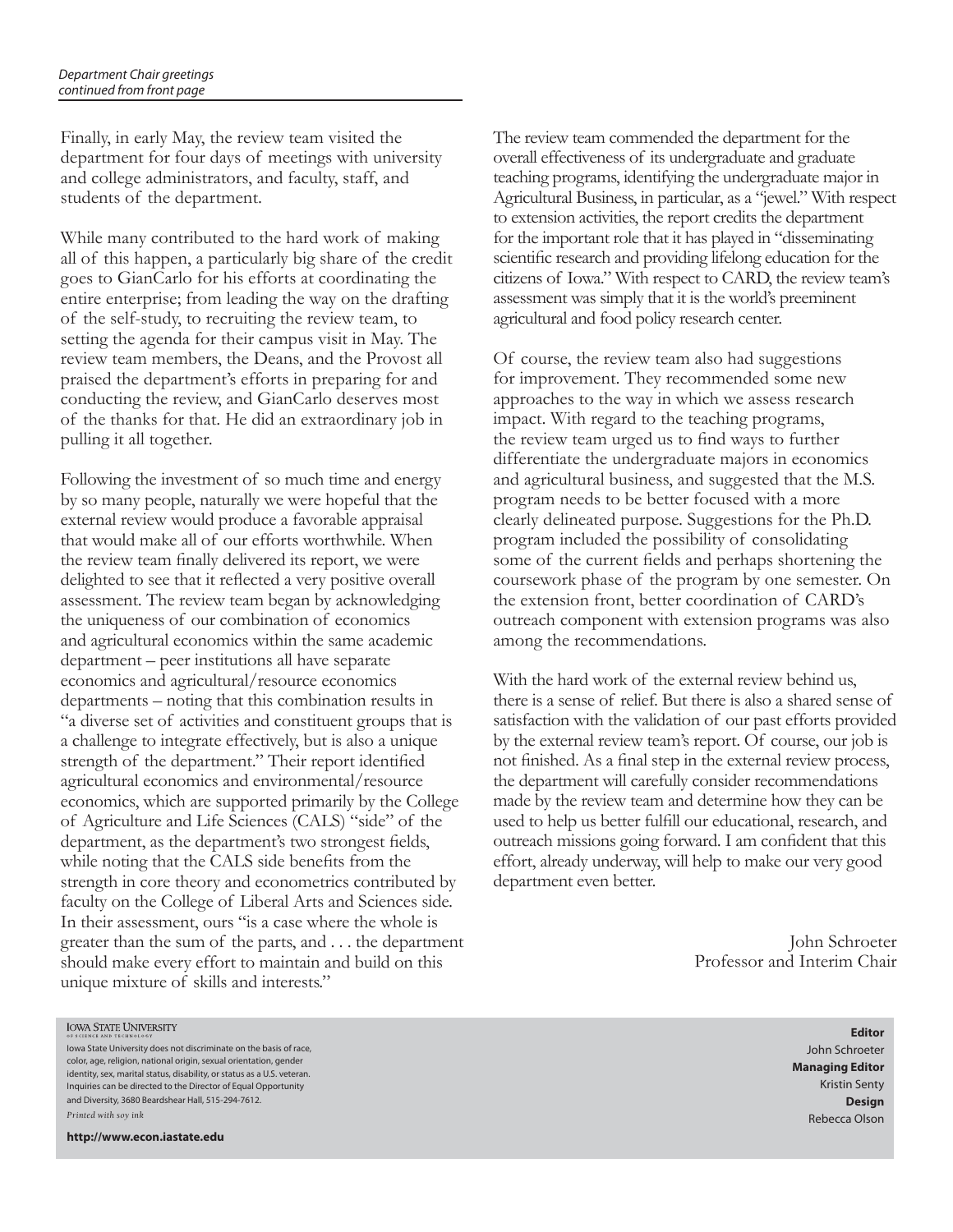*Department Chair greetings continued from front page*

Finally, in early May, the review team visited the department for four days of meetings with university and college administrators, and faculty, staff, and students of the department.

While many contributed to the hard work of making all of this happen, a particularly big share of the credit goes to GianCarlo for his efforts at coordinating the entire enterprise; from leading the way on the drafting of the self-study, to recruiting the review team, to setting the agenda for their campus visit in May. The review team members, the Deans, and the Provost all praised the department's efforts in preparing for and conducting the review, and GianCarlo deserves most of the thanks for that. He did an extraordinary job in pulling it all together.

Following the investment of so much time and energy by so many people, naturally we were hopeful that the external review would produce a favorable appraisal that would make all of our efforts worthwhile. When the review team finally delivered its report, we were delighted to see that it reflected a very positive overall assessment. The review team began by acknowledging the uniqueness of our combination of economics and agricultural economics within the same academic department – peer institutions all have separate economics and agricultural/resource economics departments – noting that this combination results in "a diverse set of activities and constituent groups that is a challenge to integrate effectively, but is also a unique strength of the department." Their report identified agricultural economics and environmental/resource economics, which are supported primarily by the College of Agriculture and Life Sciences (CALS) "side" of the department, as the department's two strongest fields, while noting that the CALS side benefits from the strength in core theory and econometrics contributed by faculty on the College of Liberal Arts and Sciences side. In their assessment, ours "is a case where the whole is greater than the sum of the parts, and . . . the department should make every effort to maintain and build on this unique mixture of skills and interests."

The review team commended the department for the overall effectiveness of its undergraduate and graduate teaching programs, identifying the undergraduate major in Agricultural Business, in particular, as a "jewel." With respect to extension activities, the report credits the department for the important role that it has played in "disseminating scientific research and providing lifelong education for the citizens of Iowa." With respect to CARD, the review team's assessment was simply that it is the world's preeminent agricultural and food policy research center.

Of course, the review team also had suggestions for improvement. They recommended some new approaches to the way in which we assess research impact. With regard to the teaching programs, the review team urged us to find ways to further differentiate the undergraduate majors in economics and agricultural business, and suggested that the M.S. program needs to be better focused with a more clearly delineated purpose. Suggestions for the Ph.D. program included the possibility of consolidating some of the current fields and perhaps shortening the coursework phase of the program by one semester. On the extension front, better coordination of CARD's outreach component with extension programs was also among the recommendations.

With the hard work of the external review behind us, there is a sense of relief. But there is also a shared sense of satisfaction with the validation of our past efforts provided by the external review team's report. Of course, our job is not finished. As a final step in the external review process, the department will carefully consider recommendations made by the review team and determine how they can be used to help us better fulfill our educational, research, and outreach missions going forward. I am confident that this effort, already underway, will help to make our very good department even better.

John Schroeter
Professor and Interim Chair

IOWA STATE UNIVERSITY OF SCIENCE AND TECHNOLOGY

Iowa State University does not discriminate on the basis of race, color, age, religion, national origin, sexual orientation, gender identity, sex, marital status, disability, or status as a U.S. veteran. Inquiries can be directed to the Director of Equal Opportunity and Diversity, 3680 Beardshear Hall, 515-294-7612.

*Printed with soy ink*

**http://www.econ.iastate.edu**

**Editor**
John Schroeter
**Managing Editor**
Kristin Senty
**Design**
Rebecca Olson